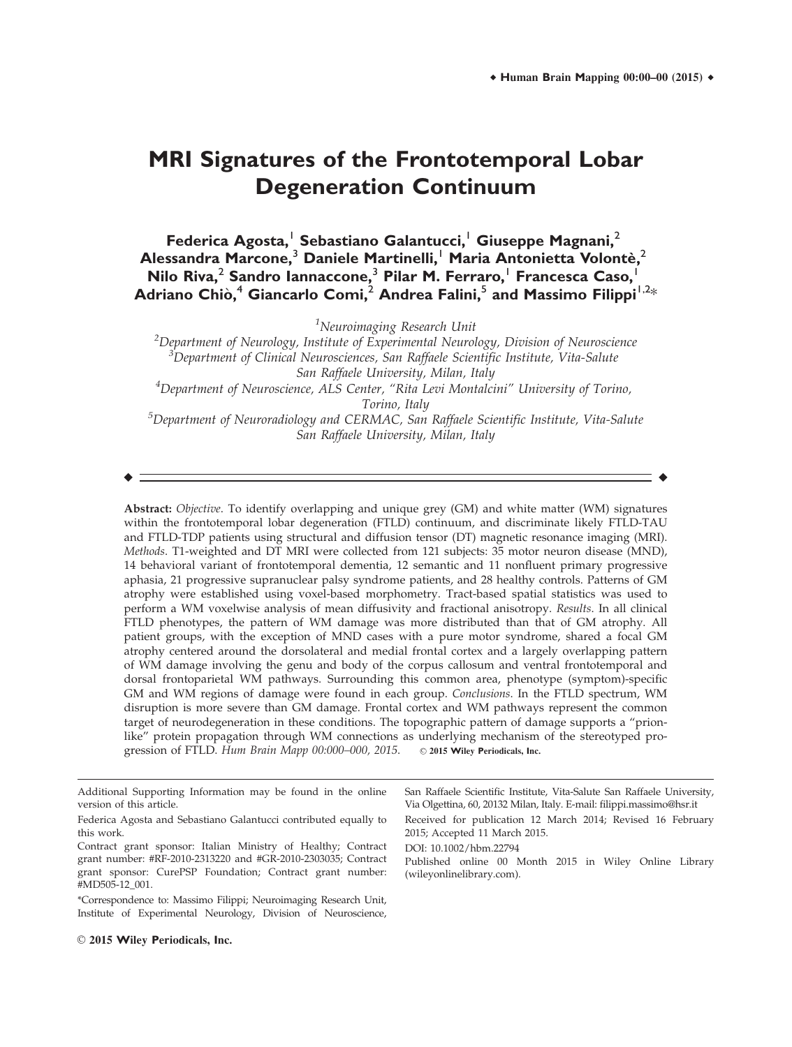# MRI Signatures of the Frontotemporal Lobar Degeneration Continuum

**Federica Agosta,[1] Sebastiano Galantucci,[1] Giuseppe Magnani,[2] Alessandra Marcone,[3] Daniele Martinelli,[1] Maria Antonietta Volontè,[2] Nilo Riva,[2] Sandro Iannaccone,[3] Pilar M. Ferraro,[1] Francesca Caso,[1] Adriano Chiò,[4] Giancarlo Comi,[2] Andrea Falini,[5] and Massimo Filippi[1,2]***

[1]*Neuroimaging Research Unit*
[2]*Department of Neurology, Institute of Experimental Neurology, Division of Neuroscience*
[3]*Department of Clinical Neurosciences, San Raffaele Scientific Institute, Vita-Salute San Raffaele University, Milan, Italy*
[4]*Department of Neuroscience, ALS Center, "Rita Levi Montalcini" University of Torino, Torino, Italy*
[5]*Department of Neuroradiology and CERMAC, San Raffaele Scientific Institute, Vita-Salute San Raffaele University, Milan, Italy*

---

**Abstract:** *Objective*. To identify overlapping and unique grey (GM) and white matter (WM) signatures within the frontotemporal lobar degeneration (FTLD) continuum, and discriminate likely FTLD-TAU and FTLD-TDP patients using structural and diffusion tensor (DT) magnetic resonance imaging (MRI). *Methods*. T1-weighted and DT MRI were collected from 121 subjects: 35 motor neuron disease (MND), 14 behavioral variant of frontotemporal dementia, 12 semantic and 11 nonfluent primary progressive aphasia, 21 progressive supranuclear palsy syndrome patients, and 28 healthy controls. Patterns of GM atrophy were established using voxel-based morphometry. Tract-based spatial statistics was used to perform a WM voxelwise analysis of mean diffusivity and fractional anisotropy. *Results*. In all clinical FTLD phenotypes, the pattern of WM damage was more distributed than that of GM atrophy. All patient groups, with the exception of MND cases with a pure motor syndrome, shared a focal GM atrophy centered around the dorsolateral and medial frontal cortex and a largely overlapping pattern of WM damage involving the genu and body of the corpus callosum and ventral frontotemporal and dorsal frontoparietal WM pathways. Surrounding this common area, phenotype (symptom)-specific GM and WM regions of damage were found in each group. *Conclusions*. In the FTLD spectrum, WM disruption is more severe than GM damage. Frontal cortex and WM pathways represent the common target of neurodegeneration in these conditions. The topographic pattern of damage supports a "prion-like" protein propagation through WM connections as underlying mechanism of the stereotyped progression of FTLD. *Hum Brain Mapp 00:000–000, 2015.* © **2015 Wiley Periodicals, Inc.**

---

Additional Supporting Information may be found in the online version of this article.

Federica Agosta and Sebastiano Galantucci contributed equally to this work.

Contract grant sponsor: Italian Ministry of Healthy; Contract grant number: #RF-2010-2313220 and #GR-2010-2303035; Contract grant sponsor: CurePSP Foundation; Contract grant number: #MD505-12_001.

*Correspondence to: Massimo Filippi; Neuroimaging Research Unit, Institute of Experimental Neurology, Division of Neuroscience, San Raffaele Scientific Institute, Vita-Salute San Raffaele University, Via Olgettina, 60, 20132 Milan, Italy. E-mail: filippi.massimo@hsr.it

Received for publication 12 March 2014; Revised 16 February 2015; Accepted 11 March 2015.

DOI: 10.1002/hbm.22794

Published online 00 Month 2015 in Wiley Online Library (wileyonlinelibrary.com).

© **2015 Wiley Periodicals, Inc.**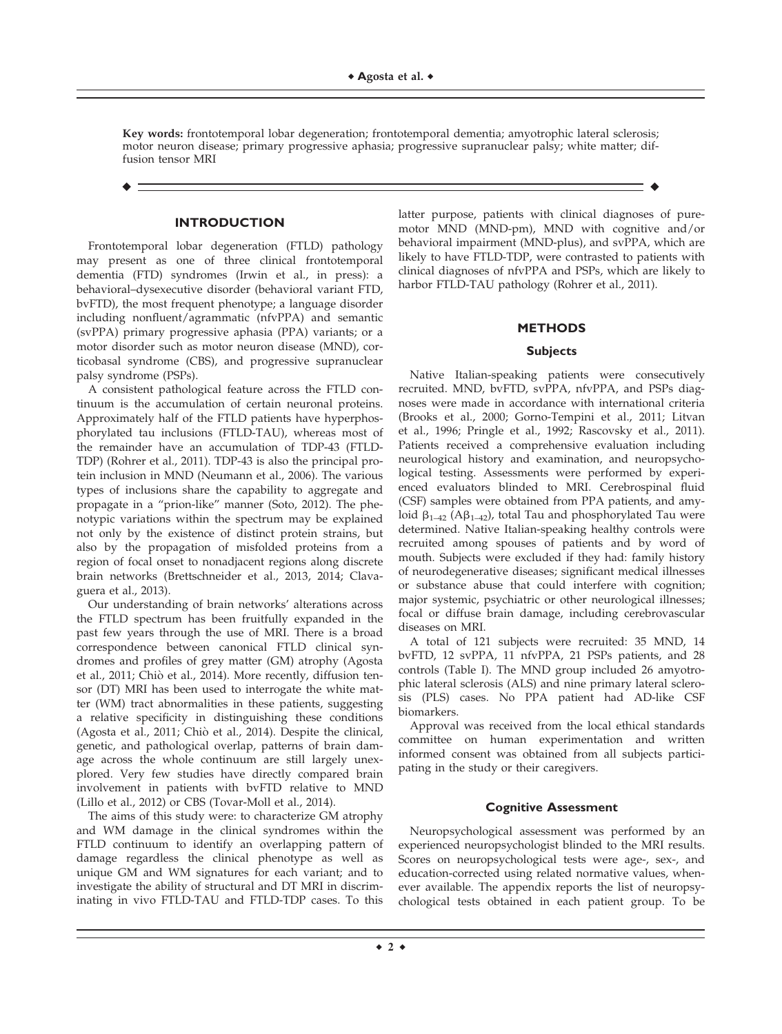**Key words:** frontotemporal lobar degeneration; frontotemporal dementia; amyotrophic lateral sclerosis; motor neuron disease; primary progressive aphasia; progressive supranuclear palsy; white matter; diffusion tensor MRI

## INTRODUCTION

Frontotemporal lobar degeneration (FTLD) pathology may present as one of three clinical frontotemporal dementia (FTD) syndromes (Irwin et al., in press): a behavioral–dysexecutive disorder (behavioral variant FTD, bvFTD), the most frequent phenotype; a language disorder including nonfluent/agrammatic (nfvPPA) and semantic (svPPA) primary progressive aphasia (PPA) variants; or a motor disorder such as motor neuron disease (MND), corticobasal syndrome (CBS), and progressive supranuclear palsy syndrome (PSPs).

A consistent pathological feature across the FTLD continuum is the accumulation of certain neuronal proteins. Approximately half of the FTLD patients have hyperphosphorylated tau inclusions (FTLD-TAU), whereas most of the remainder have an accumulation of TDP-43 (FTLD-TDP) (Rohrer et al., 2011). TDP-43 is also the principal protein inclusion in MND (Neumann et al., 2006). The various types of inclusions share the capability to aggregate and propagate in a "prion-like" manner (Soto, 2012). The phenotypic variations within the spectrum may be explained not only by the existence of distinct protein strains, but also by the propagation of misfolded proteins from a region of focal onset to nonadjacent regions along discrete brain networks (Brettschneider et al., 2013, 2014; Clavaguera et al., 2013).

Our understanding of brain networks' alterations across the FTLD spectrum has been fruitfully expanded in the past few years through the use of MRI. There is a broad correspondence between canonical FTLD clinical syndromes and profiles of grey matter (GM) atrophy (Agosta et al., 2011; Chiò et al., 2014). More recently, diffusion tensor (DT) MRI has been used to interrogate the white matter (WM) tract abnormalities in these patients, suggesting a relative specificity in distinguishing these conditions (Agosta et al., 2011; Chiò et al., 2014). Despite the clinical, genetic, and pathological overlap, patterns of brain damage across the whole continuum are still largely unexplored. Very few studies have directly compared brain involvement in patients with bvFTD relative to MND (Lillo et al., 2012) or CBS (Tovar-Moll et al., 2014).

The aims of this study were: to characterize GM atrophy and WM damage in the clinical syndromes within the FTLD continuum to identify an overlapping pattern of damage regardless the clinical phenotype as well as unique GM and WM signatures for each variant; and to investigate the ability of structural and DT MRI in discriminating in vivo FTLD-TAU and FTLD-TDP cases. To this latter purpose, patients with clinical diagnoses of pure-motor MND (MND-pm), MND with cognitive and/or behavioral impairment (MND-plus), and svPPA, which are likely to have FTLD-TDP, were contrasted to patients with clinical diagnoses of nfvPPA and PSPs, which are likely to harbor FTLD-TAU pathology (Rohrer et al., 2011).

## METHODS

### Subjects

Native Italian-speaking patients were consecutively recruited. MND, bvFTD, svPPA, nfvPPA, and PSPs diagnoses were made in accordance with international criteria (Brooks et al., 2000; Gorno-Tempini et al., 2011; Litvan et al., 1996; Pringle et al., 1992; Rascovsky et al., 2011). Patients received a comprehensive evaluation including neurological history and examination, and neuropsychological testing. Assessments were performed by experienced evaluators blinded to MRI. Cerebrospinal fluid (CSF) samples were obtained from PPA patients, and amyloid $\beta_{1-42}$ ($A\beta_{1-42}$), total Tau and phosphorylated Tau were determined. Native Italian-speaking healthy controls were recruited among spouses of patients and by word of mouth. Subjects were excluded if they had: family history of neurodegenerative diseases; significant medical illnesses or substance abuse that could interfere with cognition; major systemic, psychiatric or other neurological illnesses; focal or diffuse brain damage, including cerebrovascular diseases on MRI.

A total of 121 subjects were recruited: 35 MND, 14 bvFTD, 12 svPPA, 11 nfvPPA, 21 PSPs patients, and 28 controls (Table I). The MND group included 26 amyotrophic lateral sclerosis (ALS) and nine primary lateral sclerosis (PLS) cases. No PPA patient had AD-like CSF biomarkers.

Approval was received from the local ethical standards committee on human experimentation and written informed consent was obtained from all subjects participating in the study or their caregivers.

### Cognitive Assessment

Neuropsychological assessment was performed by an experienced neuropsychologist blinded to the MRI results. Scores on neuropsychological tests were age-, sex-, and education-corrected using related normative values, whenever available. The appendix reports the list of neuropsychological tests obtained in each patient group. To be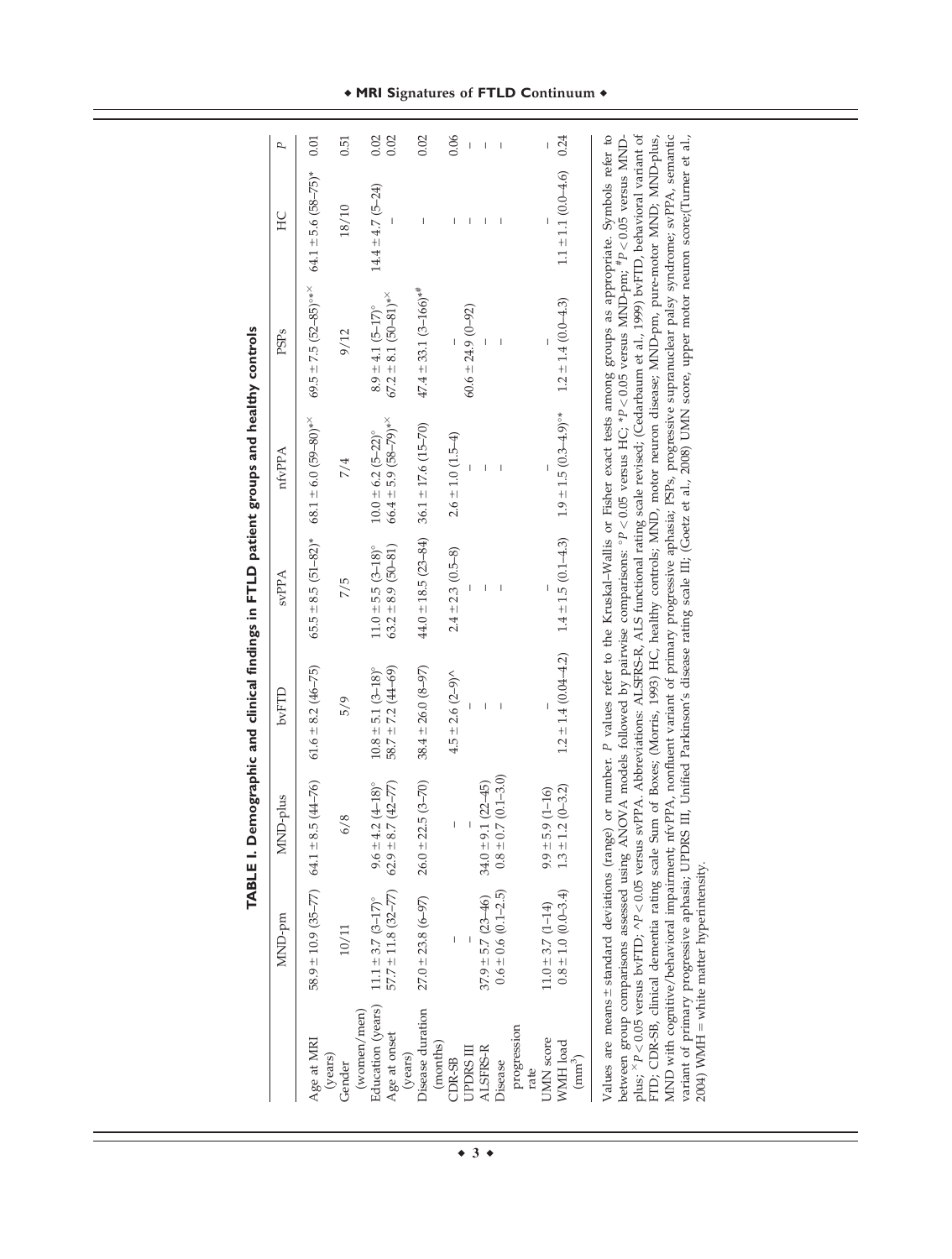**TABLE I. Demographic and clinical findings in FTLD patient groups and healthy controls**

| | MND-pm | MND-plus | bvFTD | svPPA | nfvPPA | PSPs | HC | P |
|---|---|---|---|---|---|---|---|---|
| Age at MRI (years) | 58.9 ± 10.9 (35–77) | 64.1 ± 8.5 (44–76) | 61.6 ± 8.2 (46–75) | 65.5 ± 8.5 (51–82)* | 68.1 ± 6.0 (59–80)*× | 69.5 ± 7.5 (52–85)°*× | 64.1 ± 5.6 (58–75)* | 0.01 |
| Gender (women/men) | 10/11 | 6/8 | 5/9 | 7/5 | 7/4 | 9/12 | 18/10 | 0.51 |
| Education (years) | 11.1 ± 3.7 (3–17)° | 9.6 ± 4.2 (4–18)° | 10.8 ± 5.1 (3–18)° | 11.0 ± 5.5 (3–18)° | 10.0 ± 6.2 (5–22)° | 8.9 ± 4.1 (5–17)° | 14.4 ± 4.7 (5–24) | 0.02 |
| Age at onset (years) | 57.7 ± 11.8 (32–77) | 62.9 ± 8.7 (42–77) | 58.7 ± 7.2 (44–69) | 63.2 ± 8.9 (50–81) | 66.4 ± 5.9 (58–79)*× | 67.2 ± 8.1 (50–81)*× | – | 0.02 |
| Disease duration (months) | 27.0 ± 23.8 (6–97) | 26.0 ± 22.5 (3–70) | 38.4 ± 26.0 (8–97) | 44.0 ± 18.5 (23–84) | 36.1 ± 17.6 (15–70) | 47.4 ± 33.1 (3–166)*# | – | 0.02 |
| CDR-SB | – | – | 4.5 ± 2.6 (2–9)^ | 2.4 ± 2.3 (0.5–8) | 2.6 ± 1.0 (1.5–4) | – | – | 0.06 |
| UPDRS III | – | – | – | – | – | 60.6 ± 24.9 (0–92) | – | – |
| ALSFRS-R | 37.9 ± 5.7 (23–46) | 34.0 ± 9.1 (22–45) | – | – | – | – | – | – |
| Disease progression rate | 0.6 ± 0.6 (0.1–2.5) | 0.8 ± 0.7 (0.1–3.0) | – | – | – | – | – | – |
| UMN score | 11.0 ± 3.7 (1–14) | 9.9 ± 5.9 (1–16) | – | – | – | – | – | – |
| WMH load ($mm^3$) | 0.8 ± 1.0 (0.0–3.4) | 1.3 ± 1.2 (0–3.2) | 1.2 ± 1.4 (0.04–4.2) | 1.4 ± 1.5 (0.1–4.3) | 1.9 ± 1.5 (0.3–4.9)°* | 1.2 ± 1.4 (0.0–4.3) | 1.1 ± 1.1 (0.0–4.6) | 0.24 |

Values are means ± standard deviations (range) or number. *P* values refer to the Kruskal–Wallis or Fisher exact tests among groups as appropriate. Symbols refer to between group comparisons assessed using ANOVA models followed by pairwise comparisons: °$P < 0.05$ versus HC; *$P < 0.05$ versus MND-pm; #$P < 0.05$ versus MND-plus; ×$P < 0.05$ versus bvFTD; ^$P < 0.05$ versus svPPA. Abbreviations: ALSFRS-R, ALS functional rating scale revised; (Cedarbaum et al., 1999) bvFTD, behavioral variant of FTD; CDR-SB, clinical dementia rating scale Sum of Boxes; (Morris, 1993) HC, healthy controls; MND, motor neuron disease; MND-pm, pure-motor MND; MND-plus, MND with cognitive/behavioral impairment; nfvPPA, nonfluent variant of primary progressive aphasia; PSPs, progressive supranuclear palsy syndrome; svPPA, semantic variant of primary progressive aphasia; UPDRS III, Unified Parkinson's disease rating scale III; (Goetz et al., 2008) UMN score, upper motor neuron score;(Turner et al., 2004) WMH = white matter hyperintensity.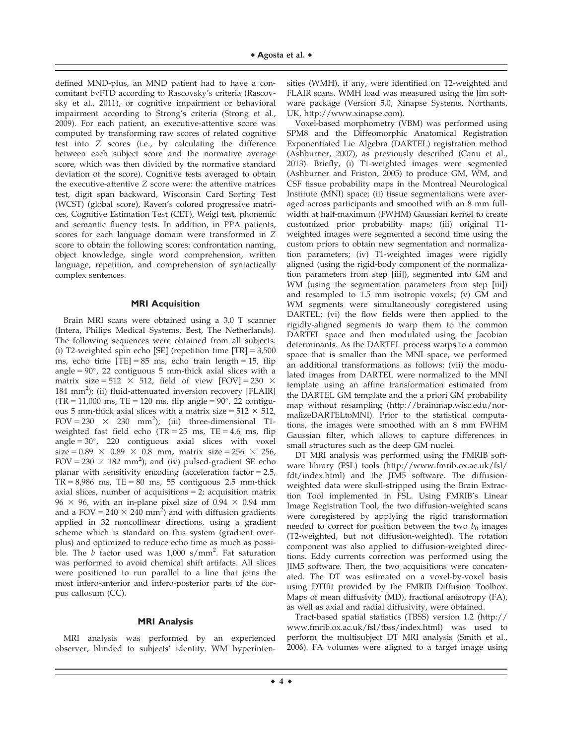defined MND-plus, an MND patient had to have a concomitant bvFTD according to Rascovsky's criteria (Rascovsky et al., 2011), or cognitive impairment or behavioral impairment according to Strong's criteria (Strong et al., 2009). For each patient, an executive-attentive score was computed by transforming raw scores of related cognitive test into Z scores (i.e., by calculating the difference between each subject score and the normative average score, which was then divided by the normative standard deviation of the score). Cognitive tests averaged to obtain the executive-attentive Z score were: the attentive matrices test, digit span backward, Wisconsin Card Sorting Test (WCST) (global score), Raven's colored progressive matrices, Cognitive Estimation Test (CET), Weigl test, phonemic and semantic fluency tests. In addition, in PPA patients, scores for each language domain were transformed in Z score to obtain the following scores: confrontation naming, object knowledge, single word comprehension, written language, repetition, and comprehension of syntactically complex sentences.

## MRI Acquisition

Brain MRI scans were obtained using a 3.0 T scanner (Intera, Philips Medical Systems, Best, The Netherlands). The following sequences were obtained from all subjects: (i) T2-weighted spin echo [SE] (repetition time [TR] = 3,500 ms, echo time [TE] = 85 ms, echo train length = 15, flip angle = 90°, 22 contiguous 5 mm-thick axial slices with a matrix size = 512 × 512, field of view [FOV] = 230 × 184 mm$^2$); (ii) fluid-attenuated inversion recovery [FLAIR] (TR = 11,000 ms, TE = 120 ms, flip angle = 90°, 22 contiguous 5 mm-thick axial slices with a matrix size = 512 × 512, FOV = 230 × 230 mm$^2$); (iii) three-dimensional T1-weighted fast field echo (TR = 25 ms, TE = 4.6 ms, flip angle = 30°, 220 contiguous axial slices with voxel size = 0.89 × 0.89 × 0.8 mm, matrix size = 256 × 256, FOV = 230 × 182 mm$^2$); and (iv) pulsed-gradient SE echo planar with sensitivity encoding (acceleration factor = 2.5, TR = 8,986 ms, TE = 80 ms, 55 contiguous 2.5 mm-thick axial slices, number of acquisitions = 2; acquisition matrix 96 × 96, with an in-plane pixel size of 0.94 × 0.94 mm and a FOV = 240 × 240 mm$^2$) and with diffusion gradients applied in 32 noncollinear directions, using a gradient scheme which is standard on this system (gradient overplus) and optimized to reduce echo time as much as possible. The $b$ factor used was 1,000 s/mm$^2$. Fat saturation was performed to avoid chemical shift artifacts. All slices were positioned to run parallel to a line that joins the most infero-anterior and infero-posterior parts of the corpus callosum (CC).

## MRI Analysis

MRI analysis was performed by an experienced observer, blinded to subjects' identity. WM hyperintensities (WMH), if any, were identified on T2-weighted and FLAIR scans. WMH load was measured using the Jim software package (Version 5.0, Xinapse Systems, Northants, UK, http://www.xinapse.com).

Voxel-based morphometry (VBM) was performed using SPM8 and the Diffeomorphic Anatomical Registration Exponentiated Lie Algebra (DARTEL) registration method (Ashburner, 2007), as previously described (Canu et al., 2013). Briefly, (i) T1-weighted images were segmented (Ashburner and Friston, 2005) to produce GM, WM, and CSF tissue probability maps in the Montreal Neurological Institute (MNI) space; (ii) tissue segmentations were averaged across participants and smoothed with an 8 mm full-width at half-maximum (FWHM) Gaussian kernel to create customized prior probability maps; (iii) original T1-weighted images were segmented a second time using the custom priors to obtain new segmentation and normalization parameters; (iv) T1-weighted images were rigidly aligned (using the rigid-body component of the normalization parameters from step [iii]), segmented into GM and WM (using the segmentation parameters from step [iii]) and resampled to 1.5 mm isotropic voxels; (v) GM and WM segments were simultaneously coregistered using DARTEL; (vi) the flow fields were then applied to the rigidly-aligned segments to warp them to the common DARTEL space and then modulated using the Jacobian determinants. As the DARTEL process warps to a common space that is smaller than the MNI space, we performed an additional transformations as follows: (vii) the modulated images from DARTEL were normalized to the MNI template using an affine transformation estimated from the DARTEL GM template and the a priori GM probability map without resampling (http://brainmap.wisc.edu/normalizeDARTELtoMNI). Prior to the statistical computations, the images were smoothed with an 8 mm FWHM Gaussian filter, which allows to capture differences in small structures such as the deep GM nuclei.

DT MRI analysis was performed using the FMRIB software library (FSL) tools (http://www.fmrib.ox.ac.uk/fsl/fdt/index.html) and the JIM5 software. The diffusion-weighted data were skull-stripped using the Brain Extraction Tool implemented in FSL. Using FMRIB's Linear Image Registration Tool, the two diffusion-weighted scans were coregistered by applying the rigid transformation needed to correct for position between the two $b_0$ images (T2-weighted, but not diffusion-weighted). The rotation component was also applied to diffusion-weighted directions. Eddy currents correction was performed using the JIM5 software. Then, the two acquisitions were concatenated. The DT was estimated on a voxel-by-voxel basis using DTIfit provided by the FMRIB Diffusion Toolbox. Maps of mean diffusivity (MD), fractional anisotropy (FA), as well as axial and radial diffusivity, were obtained.

Tract-based spatial statistics (TBSS) version 1.2 (http://www.fmrib.ox.ac.uk/fsl/tbss/index.html) was used to perform the multisubject DT MRI analysis (Smith et al., 2006). FA volumes were aligned to a target image using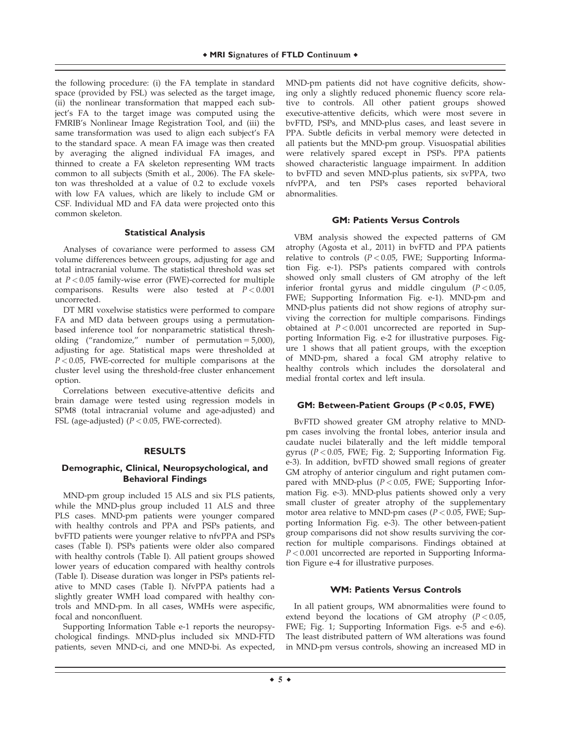the following procedure: (i) the FA template in standard space (provided by FSL) was selected as the target image, (ii) the nonlinear transformation that mapped each subject's FA to the target image was computed using the FMRIB's Nonlinear Image Registration Tool, and (iii) the same transformation was used to align each subject's FA to the standard space. A mean FA image was then created by averaging the aligned individual FA images, and thinned to create a FA skeleton representing WM tracts common to all subjects (Smith et al., 2006). The FA skeleton was thresholded at a value of 0.2 to exclude voxels with low FA values, which are likely to include GM or CSF. Individual MD and FA data were projected onto this common skeleton.

### Statistical Analysis

Analyses of covariance were performed to assess GM volume differences between groups, adjusting for age and total intracranial volume. The statistical threshold was set at $P < 0.05$ family-wise error (FWE)-corrected for multiple comparisons. Results were also tested at $P < 0.001$ uncorrected.

DT MRI voxelwise statistics were performed to compare FA and MD data between groups using a permutation-based inference tool for nonparametric statistical thresholding ("randomize," number of permutation = 5,000), adjusting for age. Statistical maps were thresholded at $P < 0.05$, FWE-corrected for multiple comparisons at the cluster level using the threshold-free cluster enhancement option.

Correlations between executive-attentive deficits and brain damage were tested using regression models in SPM8 (total intracranial volume and age-adjusted) and FSL (age-adjusted) ($P < 0.05$, FWE-corrected).

## RESULTS

### Demographic, Clinical, Neuropsychological, and Behavioral Findings

MND-pm group included 15 ALS and six PLS patients, while the MND-plus group included 11 ALS and three PLS cases. MND-pm patients were younger compared with healthy controls and PPA and PSPs patients, and bvFTD patients were younger relative to nfvPPA and PSPs cases (Table I). PSPs patients were older also compared with healthy controls (Table I). All patient groups showed lower years of education compared with healthy controls (Table I). Disease duration was longer in PSPs patients relative to MND cases (Table I). NfvPPA patients had a slightly greater WMH load compared with healthy controls and MND-pm. In all cases, WMHs were aspecific, focal and nonconfluent.

Supporting Information Table e-1 reports the neuropsychological findings. MND-plus included six MND-FTD patients, seven MND-ci, and one MND-bi. As expected, MND-pm patients did not have cognitive deficits, showing only a slightly reduced phonemic fluency score relative to controls. All other patient groups showed executive-attentive deficits, which were most severe in bvFTD, PSPs, and MND-plus cases, and least severe in PPA. Subtle deficits in verbal memory were detected in all patients but the MND-pm group. Visuospatial abilities were relatively spared except in PSPs. PPA patients showed characteristic language impairment. In addition to bvFTD and seven MND-plus patients, six svPPA, two nfvPPA, and ten PSPs cases reported behavioral abnormalities.

### GM: Patients Versus Controls

VBM analysis showed the expected patterns of GM atrophy (Agosta et al., 2011) in bvFTD and PPA patients relative to controls ($P < 0.05$, FWE; Supporting Information Fig. e-1). PSPs patients compared with controls showed only small clusters of GM atrophy of the left inferior frontal gyrus and middle cingulum ($P < 0.05$, FWE; Supporting Information Fig. e-1). MND-pm and MND-plus patients did not show regions of atrophy surviving the correction for multiple comparisons. Findings obtained at $P < 0.001$ uncorrected are reported in Supporting Information Fig. e-2 for illustrative purposes. Figure 1 shows that all patient groups, with the exception of MND-pm, shared a focal GM atrophy relative to healthy controls which includes the dorsolateral and medial frontal cortex and left insula.

### GM: Between-Patient Groups ($P < 0.05$, FWE)

BvFTD showed greater GM atrophy relative to MND-pm cases involving the frontal lobes, anterior insula and caudate nuclei bilaterally and the left middle temporal gyrus ($P < 0.05$, FWE; Fig. 2; Supporting Information Fig. e-3). In addition, bvFTD showed small regions of greater GM atrophy of anterior cingulum and right putamen compared with MND-plus ($P < 0.05$, FWE; Supporting Information Fig. e-3). MND-plus patients showed only a very small cluster of greater atrophy of the supplementary motor area relative to MND-pm cases ($P < 0.05$, FWE; Supporting Information Fig. e-3). The other between-patient group comparisons did not show results surviving the correction for multiple comparisons. Findings obtained at $P < 0.001$ uncorrected are reported in Supporting Information Figure e-4 for illustrative purposes.

### WM: Patients Versus Controls

In all patient groups, WM abnormalities were found to extend beyond the locations of GM atrophy ($P < 0.05$, FWE; Fig. 1; Supporting Information Figs. e-5 and e-6). The least distributed pattern of WM alterations was found in MND-pm versus controls, showing an increased MD in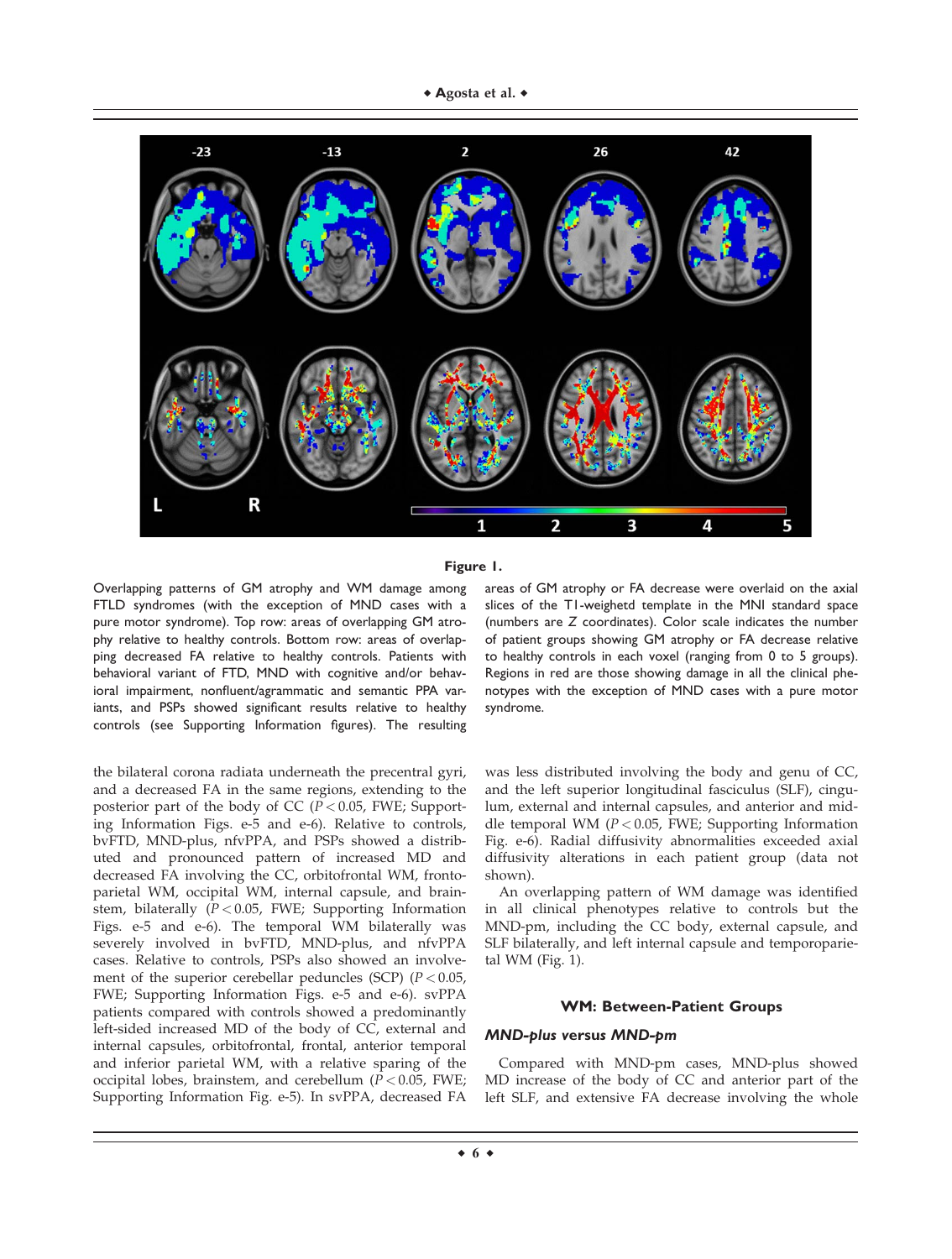**Figure 1.**

Overlapping patterns of GM atrophy and WM damage among FTLD syndromes (with the exception of MND cases with a pure motor syndrome). Top row: areas of overlapping GM atrophy relative to healthy controls. Bottom row: areas of overlapping decreased FA relative to healthy controls. Patients with behavioral variant of FTD, MND with cognitive and/or behavioral impairment, nonfluent/agrammatic and semantic PPA variants, and PSPs showed significant results relative to healthy controls (see Supporting Information figures). The resulting areas of GM atrophy or FA decrease were overlaid on the axial slices of the T1-weighetd template in the MNI standard space (numbers are Z coordinates). Color scale indicates the number of patient groups showing GM atrophy or FA decrease relative to healthy controls in each voxel (ranging from 0 to 5 groups). Regions in red are those showing damage in all the clinical phenotypes with the exception of MND cases with a pure motor syndrome.

the bilateral corona radiata underneath the precentral gyri, and a decreased FA in the same regions, extending to the posterior part of the body of CC ($P < 0.05$, FWE; Supporting Information Figs. e-5 and e-6). Relative to controls, bvFTD, MND-plus, nfvPPA, and PSPs showed a distributed and pronounced pattern of increased MD and decreased FA involving the CC, orbitofrontal WM, frontoparietal WM, occipital WM, internal capsule, and brainstem, bilaterally ($P < 0.05$, FWE; Supporting Information Figs. e-5 and e-6). The temporal WM bilaterally was severely involved in bvFTD, MND-plus, and nfvPPA cases. Relative to controls, PSPs also showed an involvement of the superior cerebellar peduncles (SCP) ($P < 0.05$, FWE; Supporting Information Figs. e-5 and e-6). svPPA patients compared with controls showed a predominantly left-sided increased MD of the body of CC, external and internal capsules, orbitofrontal, frontal, anterior temporal and inferior parietal WM, with a relative sparing of the occipital lobes, brainstem, and cerebellum ($P < 0.05$, FWE; Supporting Information Fig. e-5). In svPPA, decreased FA was less distributed involving the body and genu of CC, and the left superior longitudinal fasciculus (SLF), cingulum, external and internal capsules, and anterior and middle temporal WM ($P < 0.05$, FWE; Supporting Information Fig. e-6). Radial diffusivity abnormalities exceeded axial diffusivity alterations in each patient group (data not shown).

An overlapping pattern of WM damage was identified in all clinical phenotypes relative to controls but the MND-pm, including the CC body, external capsule, and SLF bilaterally, and left internal capsule and temporoparietal WM (Fig. 1).

## WM: Between-Patient Groups

### *MND-plus versus MND-pm*

Compared with MND-pm cases, MND-plus showed MD increase of the body of CC and anterior part of the left SLF, and extensive FA decrease involving the whole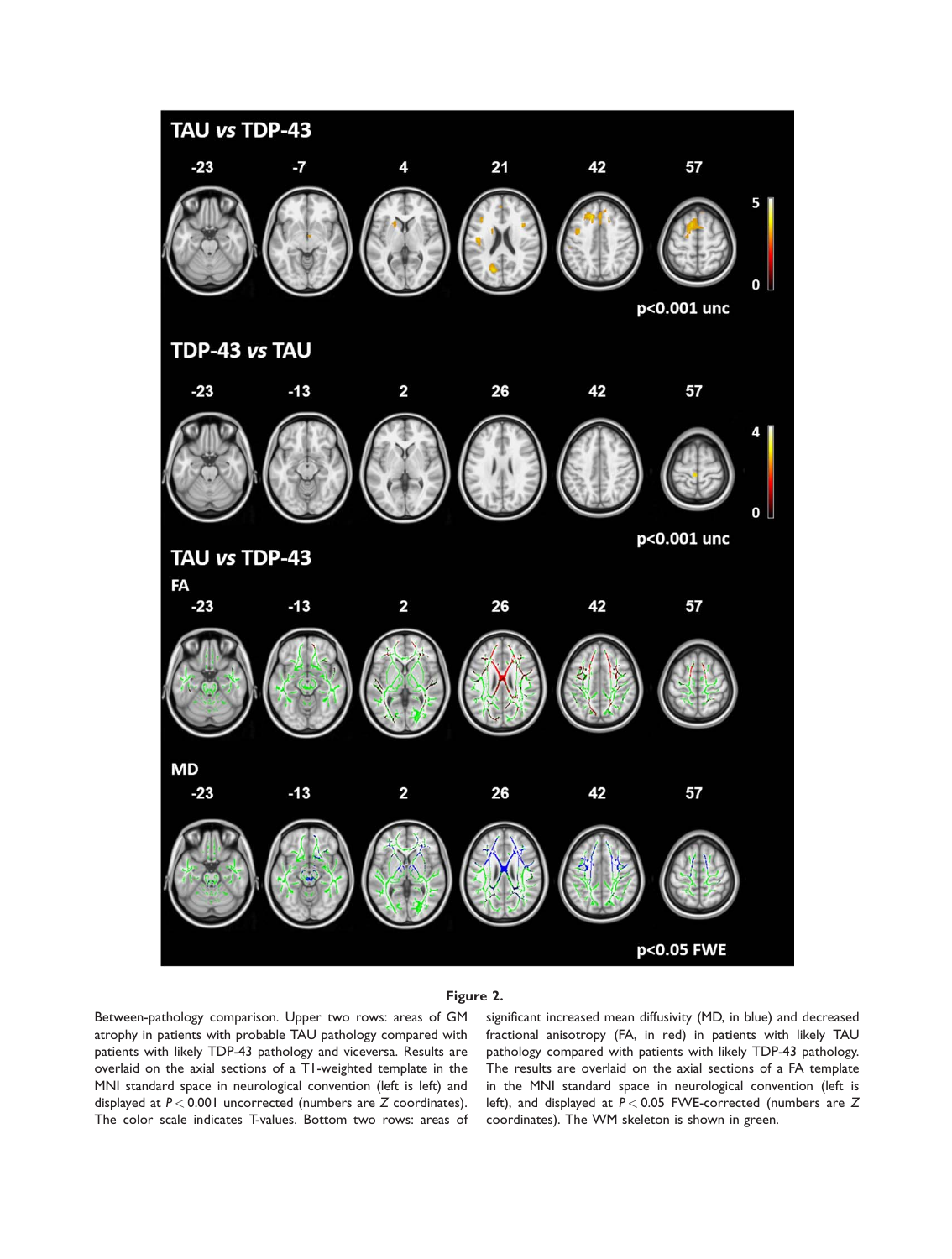**Figure 2.**

Between-pathology comparison. Upper two rows: areas of GM atrophy in patients with probable TAU pathology compared with patients with likely TDP-43 pathology and viceversa. Results are overlaid on the axial sections of a T1-weighted template in the MNI standard space in neurological convention (left is left) and displayed at $P < 0.001$ uncorrected (numbers are $Z$ coordinates). The color scale indicates T-values. Bottom two rows: areas of significant increased mean diffusivity (MD, in blue) and decreased fractional anisotropy (FA, in red) in patients with likely TAU pathology compared with patients with likely TDP-43 pathology. The results are overlaid on the axial sections of a FA template in the MNI standard space in neurological convention (left is left), and displayed at $P < 0.05$ FWE-corrected (numbers are $Z$ coordinates). The WM skeleton is shown in green.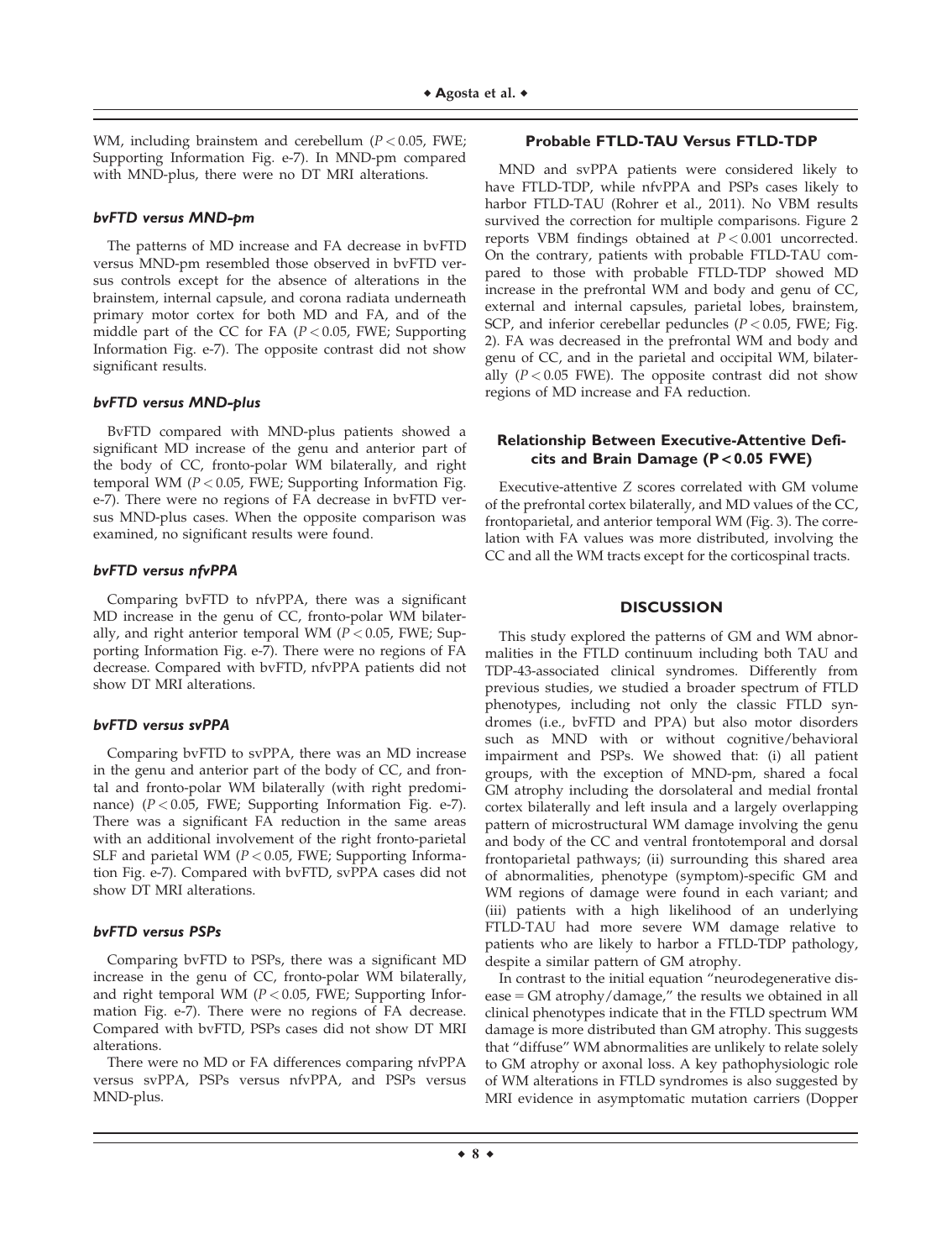WM, including brainstem and cerebellum ($P < 0.05$, FWE; Supporting Information Fig. e-7). In MND-pm compared with MND-plus, there were no DT MRI alterations.

#### *bvFTD versus MND-pm*

The patterns of MD increase and FA decrease in bvFTD versus MND-pm resembled those observed in bvFTD versus controls except for the absence of alterations in the brainstem, internal capsule, and corona radiata underneath primary motor cortex for both MD and FA, and of the middle part of the CC for FA ($P < 0.05$, FWE; Supporting Information Fig. e-7). The opposite contrast did not show significant results.

#### *bvFTD versus MND-plus*

BvFTD compared with MND-plus patients showed a significant MD increase of the genu and anterior part of the body of CC, fronto-polar WM bilaterally, and right temporal WM ($P < 0.05$, FWE; Supporting Information Fig. e-7). There were no regions of FA decrease in bvFTD versus MND-plus cases. When the opposite comparison was examined, no significant results were found.

#### *bvFTD versus nfvPPA*

Comparing bvFTD to nfvPPA, there was a significant MD increase in the genu of CC, fronto-polar WM bilaterally, and right anterior temporal WM ($P < 0.05$, FWE; Supporting Information Fig. e-7). There were no regions of FA decrease. Compared with bvFTD, nfvPPA patients did not show DT MRI alterations.

#### *bvFTD versus svPPA*

Comparing bvFTD to svPPA, there was an MD increase in the genu and anterior part of the body of CC, and frontal and fronto-polar WM bilaterally (with right predominance) ($P < 0.05$, FWE; Supporting Information Fig. e-7). There was a significant FA reduction in the same areas with an additional involvement of the right fronto-parietal SLF and parietal WM ($P < 0.05$, FWE; Supporting Information Fig. e-7). Compared with bvFTD, svPPA cases did not show DT MRI alterations.

#### *bvFTD versus PSPs*

Comparing bvFTD to PSPs, there was a significant MD increase in the genu of CC, fronto-polar WM bilaterally, and right temporal WM ($P < 0.05$, FWE; Supporting Information Fig. e-7). There were no regions of FA decrease. Compared with bvFTD, PSPs cases did not show DT MRI alterations.

There were no MD or FA differences comparing nfvPPA versus svPPA, PSPs versus nfvPPA, and PSPs versus MND-plus.

### Probable FTLD-TAU Versus FTLD-TDP

MND and svPPA patients were considered likely to have FTLD-TDP, while nfvPPA and PSPs cases likely to harbor FTLD-TAU (Rohrer et al., 2011). No VBM results survived the correction for multiple comparisons. Figure 2 reports VBM findings obtained at $P < 0.001$ uncorrected. On the contrary, patients with probable FTLD-TAU compared to those with probable FTLD-TDP showed MD increase in the prefrontal WM and body and genu of CC, external and internal capsules, parietal lobes, brainstem, SCP, and inferior cerebellar peduncles ($P < 0.05$, FWE; Fig. 2). FA was decreased in the prefrontal WM and body and genu of CC, and in the parietal and occipital WM, bilaterally ($P < 0.05$ FWE). The opposite contrast did not show regions of MD increase and FA reduction.

### Relationship Between Executive-Attentive Deficits and Brain Damage ($P < 0.05$ FWE)

Executive-attentive $Z$ scores correlated with GM volume of the prefrontal cortex bilaterally, and MD values of the CC, frontoparietal, and anterior temporal WM (Fig. 3). The correlation with FA values was more distributed, involving the CC and all the WM tracts except for the corticospinal tracts.

## DISCUSSION

This study explored the patterns of GM and WM abnormalities in the FTLD continuum including both TAU and TDP-43-associated clinical syndromes. Differently from previous studies, we studied a broader spectrum of FTLD phenotypes, including not only the classic FTLD syndromes (i.e., bvFTD and PPA) but also motor disorders such as MND with or without cognitive/behavioral impairment and PSPs. We showed that: (i) all patient groups, with the exception of MND-pm, shared a focal GM atrophy including the dorsolateral and medial frontal cortex bilaterally and left insula and a largely overlapping pattern of microstructural WM damage involving the genu and body of the CC and ventral frontotemporal and dorsal frontoparietal pathways; (ii) surrounding this shared area of abnormalities, phenotype (symptom)-specific GM and WM regions of damage were found in each variant; and (iii) patients with a high likelihood of an underlying FTLD-TAU had more severe WM damage relative to patients who are likely to harbor a FTLD-TDP pathology, despite a similar pattern of GM atrophy.

In contrast to the initial equation "neurodegenerative disease = GM atrophy/damage," the results we obtained in all clinical phenotypes indicate that in the FTLD spectrum WM damage is more distributed than GM atrophy. This suggests that "diffuse" WM abnormalities are unlikely to relate solely to GM atrophy or axonal loss. A key pathophysiologic role of WM alterations in FTLD syndromes is also suggested by MRI evidence in asymptomatic mutation carriers (Dopper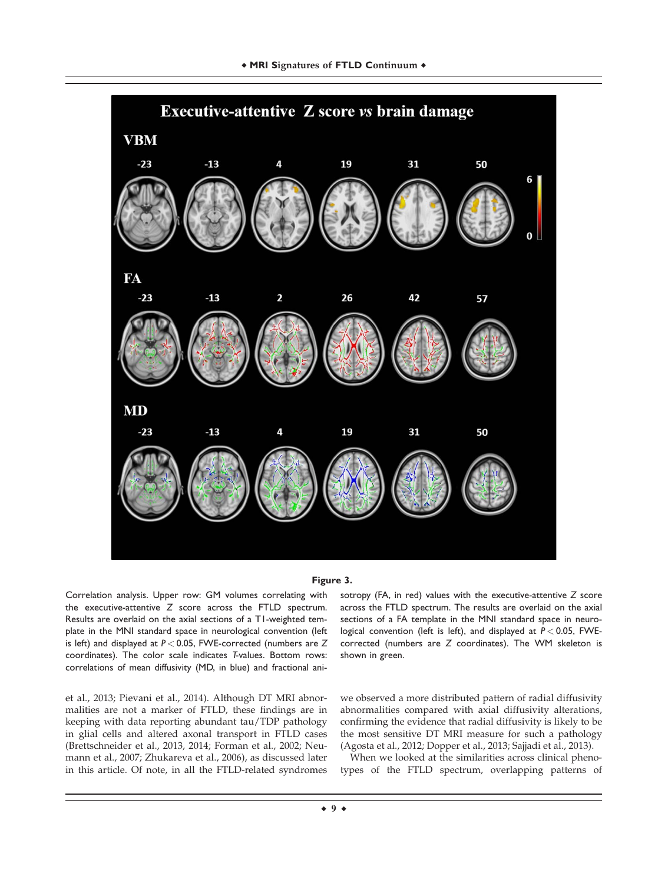**Figure 3.**

Correlation analysis. Upper row: GM volumes correlating with the executive-attentive $Z$ score across the FTLD spectrum. Results are overlaid on the axial sections of a T1-weighted template in the MNI standard space in neurological convention (left is left) and displayed at $P < 0.05$, FWE-corrected (numbers are $Z$ coordinates). The color scale indicates $T$-values. Bottom rows: correlations of mean diffusivity (MD, in blue) and fractional anisotropy (FA, in red) values with the executive-attentive $Z$ score across the FTLD spectrum. The results are overlaid on the axial sections of a FA template in the MNI standard space in neurological convention (left is left), and displayed at $P < 0.05$, FWE-corrected (numbers are $Z$ coordinates). The WM skeleton is shown in green.

et al., 2013; Pievani et al., 2014). Although DT MRI abnormalities are not a marker of FTLD, these findings are in keeping with data reporting abundant tau/TDP pathology in glial cells and altered axonal transport in FTLD cases (Brettschneider et al., 2013, 2014; Forman et al., 2002; Neumann et al., 2007; Zhukareva et al., 2006), as discussed later in this article. Of note, in all the FTLD-related syndromes we observed a more distributed pattern of radial diffusivity abnormalities compared with axial diffusivity alterations, confirming the evidence that radial diffusivity is likely to be the most sensitive DT MRI measure for such a pathology (Agosta et al., 2012; Dopper et al., 2013; Sajjadi et al., 2013).

When we looked at the similarities across clinical phenotypes of the FTLD spectrum, overlapping patterns of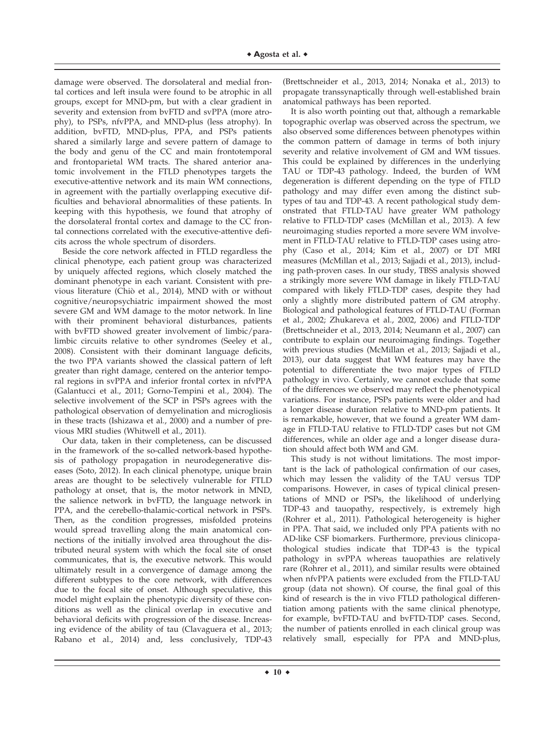damage were observed. The dorsolateral and medial frontal cortices and left insula were found to be atrophic in all groups, except for MND-pm, but with a clear gradient in severity and extension from bvFTD and svPPA (more atrophy), to PSPs, nfvPPA, and MND-plus (less atrophy). In addition, bvFTD, MND-plus, PPA, and PSPs patients shared a similarly large and severe pattern of damage to the body and genu of the CC and main frontotemporal and frontoparietal WM tracts. The shared anterior anatomic involvement in the FTLD phenotypes targets the executive-attentive network and its main WM connections, in agreement with the partially overlapping executive difficulties and behavioral abnormalities of these patients. In keeping with this hypothesis, we found that atrophy of the dorsolateral frontal cortex and damage to the CC frontal connections correlated with the executive-attentive deficits across the whole spectrum of disorders.

Beside the core network affected in FTLD regardless the clinical phenotype, each patient group was characterized by uniquely affected regions, which closely matched the dominant phenotype in each variant. Consistent with previous literature (Chiò et al., 2014), MND with or without cognitive/neuropsychiatric impairment showed the most severe GM and WM damage to the motor network. In line with their prominent behavioral disturbances, patients with bvFTD showed greater involvement of limbic/paralimbic circuits relative to other syndromes (Seeley et al., 2008). Consistent with their dominant language deficits, the two PPA variants showed the classical pattern of left greater than right damage, centered on the anterior temporal regions in svPPA and inferior frontal cortex in nfvPPA (Galantucci et al., 2011; Gorno-Tempini et al., 2004). The selective involvement of the SCP in PSPs agrees with the pathological observation of demyelination and microgliosis in these tracts (Ishizawa et al., 2000) and a number of previous MRI studies (Whitwell et al., 2011).

Our data, taken in their completeness, can be discussed in the framework of the so-called network-based hypothesis of pathology propagation in neurodegenerative diseases (Soto, 2012). In each clinical phenotype, unique brain areas are thought to be selectively vulnerable for FTLD pathology at onset, that is, the motor network in MND, the salience network in bvFTD, the language network in PPA, and the cerebello-thalamic-cortical network in PSPs. Then, as the condition progresses, misfolded proteins would spread travelling along the main anatomical connections of the initially involved area throughout the distributed neural system with which the focal site of onset communicates, that is, the executive network. This would ultimately result in a convergence of damage among the different subtypes to the core network, with differences due to the focal site of onset. Although speculative, this model might explain the phenotypic diversity of these conditions as well as the clinical overlap in executive and behavioral deficits with progression of the disease. Increasing evidence of the ability of tau (Clavaguera et al., 2013; Rabano et al., 2014) and, less conclusively, TDP-43 (Brettschneider et al., 2013, 2014; Nonaka et al., 2013) to propagate transsynaptically through well-established brain anatomical pathways has been reported.

It is also worth pointing out that, although a remarkable topographic overlap was observed across the spectrum, we also observed some differences between phenotypes within the common pattern of damage in terms of both injury severity and relative involvement of GM and WM tissues. This could be explained by differences in the underlying TAU or TDP-43 pathology. Indeed, the burden of WM degeneration is different depending on the type of FTLD pathology and may differ even among the distinct subtypes of tau and TDP-43. A recent pathological study demonstrated that FTLD-TAU have greater WM pathology relative to FTLD-TDP cases (McMillan et al., 2013). A few neuroimaging studies reported a more severe WM involvement in FTLD-TAU relative to FTLD-TDP cases using atrophy (Caso et al., 2014; Kim et al., 2007) or DT MRI measures (McMillan et al., 2013; Sajjadi et al., 2013), including path-proven cases. In our study, TBSS analysis showed a strikingly more severe WM damage in likely FTLD-TAU compared with likely FTLD-TDP cases, despite they had only a slightly more distributed pattern of GM atrophy. Biological and pathological features of FTLD-TAU (Forman et al., 2002; Zhukareva et al., 2002, 2006) and FTLD-TDP (Brettschneider et al., 2013, 2014; Neumann et al., 2007) can contribute to explain our neuroimaging findings. Together with previous studies (McMillan et al., 2013; Sajjadi et al., 2013), our data suggest that WM features may have the potential to differentiate the two major types of FTLD pathology in vivo. Certainly, we cannot exclude that some of the differences we observed may reflect the phenotypical variations. For instance, PSPs patients were older and had a longer disease duration relative to MND-pm patients. It is remarkable, however, that we found a greater WM damage in FTLD-TAU relative to FTLD-TDP cases but not GM differences, while an older age and a longer disease duration should affect both WM and GM.

This study is not without limitations. The most important is the lack of pathological confirmation of our cases, which may lessen the validity of the TAU versus TDP comparisons. However, in cases of typical clinical presentations of MND or PSPs, the likelihood of underlying TDP-43 and tauopathy, respectively, is extremely high (Rohrer et al., 2011). Pathological heterogeneity is higher in PPA. That said, we included only PPA patients with no AD-like CSF biomarkers. Furthermore, previous clinicopathological studies indicate that TDP-43 is the typical pathology in svPPA whereas tauopathies are relatively rare (Rohrer et al., 2011), and similar results were obtained when nfvPPA patients were excluded from the FTLD-TAU group (data not shown). Of course, the final goal of this kind of research is the in vivo FTLD pathological differentiation among patients with the same clinical phenotype, for example, bvFTD-TAU and bvFTD-TDP cases. Second, the number of patients enrolled in each clinical group was relatively small, especially for PPA and MND-plus,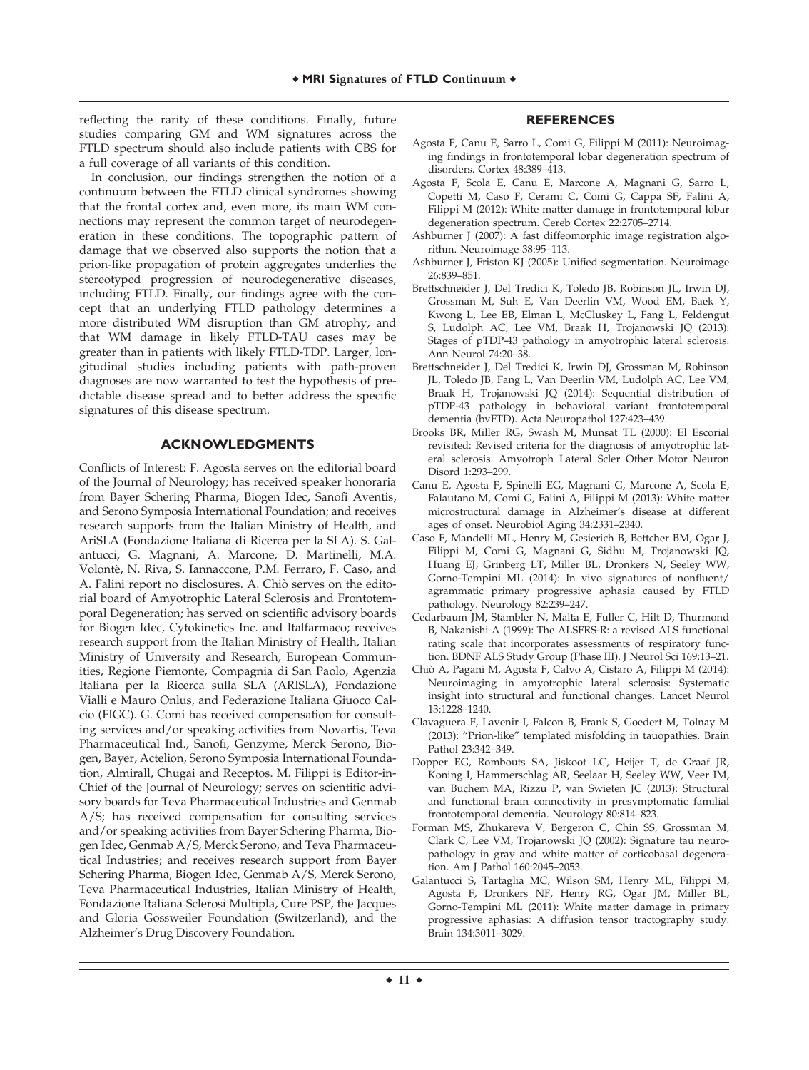reflecting the rarity of these conditions. Finally, future studies comparing GM and WM signatures across the FTLD spectrum should also include patients with CBS for a full coverage of all variants of this condition.

In conclusion, our findings strengthen the notion of a continuum between the FTLD clinical syndromes showing that the frontal cortex and, even more, its main WM connections may represent the common target of neurodegeneration in these conditions. The topographic pattern of damage that we observed also supports the notion that a prion-like propagation of protein aggregates underlies the stereotyped progression of neurodegenerative diseases, including FTLD. Finally, our findings agree with the concept that an underlying FTLD pathology determines a more distributed WM disruption than GM atrophy, and that WM damage in likely FTLD-TAU cases may be greater than in patients with likely FTLD-TDP. Larger, longitudinal studies including patients with path-proven diagnoses are now warranted to test the hypothesis of predictable disease spread and to better address the specific signatures of this disease spectrum.

## ACKNOWLEDGMENTS

Conflicts of Interest: F. Agosta serves on the editorial board of the Journal of Neurology; has received speaker honoraria from Bayer Schering Pharma, Biogen Idec, Sanofi Aventis, and Serono Symposia International Foundation; and receives research supports from the Italian Ministry of Health, and AriSLA (Fondazione Italiana di Ricerca per la SLA). S. Galantucci, G. Magnani, A. Marcone, D. Martinelli, M.A. Volontè, N. Riva, S. Iannaccone, P.M. Ferraro, F. Caso, and A. Falini report no disclosures. A. Chiò serves on the editorial board of Amyotrophic Lateral Sclerosis and Frontotemporal Degeneration; has served on scientific advisory boards for Biogen Idec, Cytokinetics Inc. and Italfarmaco; receives research support from the Italian Ministry of Health, Italian Ministry of University and Research, European Communities, Regione Piemonte, Compagnia di San Paolo, Agenzia Italiana per la Ricerca sulla SLA (ARISLA), Fondazione Vialli e Mauro Onlus, and Federazione Italiana Giuoco Calcio (FIGC). G. Comi has received compensation for consulting services and/or speaking activities from Novartis, Teva Pharmaceutical Ind., Sanofi, Genzyme, Merck Serono, Biogen, Bayer, Actelion, Serono Symposia International Foundation, Almirall, Chugai and Receptos. M. Filippi is Editor-in-Chief of the Journal of Neurology; serves on scientific advisory boards for Teva Pharmaceutical Industries and Genmab A/S; has received compensation for consulting services and/or speaking activities from Bayer Schering Pharma, Biogen Idec, Genmab A/S, Merck Serono, and Teva Pharmaceutical Industries; and receives research support from Bayer Schering Pharma, Biogen Idec, Genmab A/S, Merck Serono, Teva Pharmaceutical Industries, Italian Ministry of Health, Fondazione Italiana Sclerosi Multipla, Cure PSP, the Jacques and Gloria Gossweiler Foundation (Switzerland), and the Alzheimer's Drug Discovery Foundation.

## REFERENCES

Agosta F, Canu E, Sarro L, Comi G, Filippi M (2011): Neuroimaging findings in frontotemporal lobar degeneration spectrum of disorders. Cortex 48:389–413.

Agosta F, Scola E, Canu E, Marcone A, Magnani G, Sarro L, Copetti M, Caso F, Cerami C, Comi G, Cappa SF, Falini A, Filippi M (2012): White matter damage in frontotemporal lobar degeneration spectrum. Cereb Cortex 22:2705–2714.

Ashburner J (2007): A fast diffeomorphic image registration algorithm. Neuroimage 38:95–113.

Ashburner J, Friston KJ (2005): Unified segmentation. Neuroimage 26:839–851.

Brettschneider J, Del Tredici K, Toledo JB, Robinson JL, Irwin DJ, Grossman M, Suh E, Van Deerlin VM, Wood EM, Baek Y, Kwong L, Lee EB, Elman L, McCluskey L, Fang L, Feldengut S, Ludolph AC, Lee VM, Braak H, Trojanowski JQ (2013): Stages of pTDP-43 pathology in amyotrophic lateral sclerosis. Ann Neurol 74:20–38.

Brettschneider J, Del Tredici K, Irwin DJ, Grossman M, Robinson JL, Toledo JB, Fang L, Van Deerlin VM, Ludolph AC, Lee VM, Braak H, Trojanowski JQ (2014): Sequential distribution of pTDP-43 pathology in behavioral variant frontotemporal dementia (bvFTD). Acta Neuropathol 127:423–439.

Brooks BR, Miller RG, Swash M, Munsat TL (2000): El Escorial revisited: Revised criteria for the diagnosis of amyotrophic lateral sclerosis. Amyotroph Lateral Scler Other Motor Neuron Disord 1:293–299.

Canu E, Agosta F, Spinelli EG, Magnani G, Marcone A, Scola E, Falautano M, Comi G, Falini A, Filippi M (2013): White matter microstructural damage in Alzheimer's disease at different ages of onset. Neurobiol Aging 34:2331–2340.

Caso F, Mandelli ML, Henry M, Gesierich B, Bettcher BM, Ogar J, Filippi M, Comi G, Magnani G, Sidhu M, Trojanowski JQ, Huang EJ, Grinberg LT, Miller BL, Dronkers N, Seeley WW, Gorno-Tempini ML (2014): In vivo signatures of nonfluent/agrammatic primary progressive aphasia caused by FTLD pathology. Neurology 82:239–247.

Cedarbaum JM, Stambler N, Malta E, Fuller C, Hilt D, Thurmond B, Nakanishi A (1999): The ALSFRS-R: a revised ALS functional rating scale that incorporates assessments of respiratory function. BDNF ALS Study Group (Phase III). J Neurol Sci 169:13–21.

Chiò A, Pagani M, Agosta F, Calvo A, Cistaro A, Filippi M (2014): Neuroimaging in amyotrophic lateral sclerosis: Systematic insight into structural and functional changes. Lancet Neurol 13:1228–1240.

Clavaguera F, Lavenir I, Falcon B, Frank S, Goedert M, Tolnay M (2013): "Prion-like" templated misfolding in tauopathies. Brain Pathol 23:342–349.

Dopper EG, Rombouts SA, Jiskoot LC, Heijer T, de Graaf JR, Koning I, Hammerschlag AR, Seelaar H, Seeley WW, Veer IM, van Buchem MA, Rizzu P, van Swieten JC (2013): Structural and functional brain connectivity in presymptomatic familial frontotemporal dementia. Neurology 80:814–823.

Forman MS, Zhukareva V, Bergeron C, Chin SS, Grossman M, Clark C, Lee VM, Trojanowski JQ (2002): Signature tau neuropathology in gray and white matter of corticobasal degeneration. Am J Pathol 160:2045–2053.

Galantucci S, Tartaglia MC, Wilson SM, Henry ML, Filippi M, Agosta F, Dronkers NF, Henry RG, Ogar JM, Miller BL, Gorno-Tempini ML (2011): White matter damage in primary progressive aphasias: A diffusion tensor tractography study. Brain 134:3011–3029.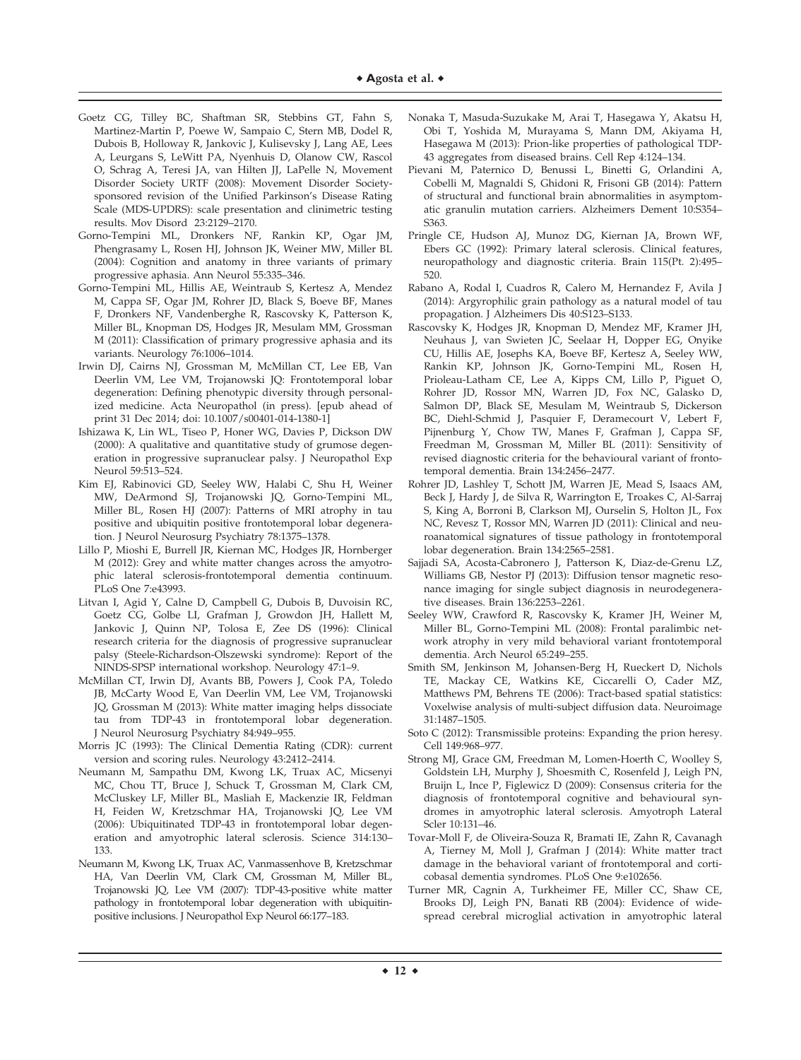Goetz CG, Tilley BC, Shaftman SR, Stebbins GT, Fahn S, Martinez-Martin P, Poewe W, Sampaio C, Stern MB, Dodel R, Dubois B, Holloway R, Jankovic J, Kulisevsky J, Lang AE, Lees A, Leurgans S, LeWitt PA, Nyenhuis D, Olanow CW, Rascol O, Schrag A, Teresi JA, van Hilten JJ, LaPelle N, Movement Disorder Society URTF (2008): Movement Disorder Society-sponsored revision of the Unified Parkinson's Disease Rating Scale (MDS-UPDRS): scale presentation and clinimetric testing results. Mov Disord 23:2129–2170.

Gorno-Tempini ML, Dronkers NF, Rankin KP, Ogar JM, Phengrasamy L, Rosen HJ, Johnson JK, Weiner MW, Miller BL (2004): Cognition and anatomy in three variants of primary progressive aphasia. Ann Neurol 55:335–346.

Gorno-Tempini ML, Hillis AE, Weintraub S, Kertesz A, Mendez M, Cappa SF, Ogar JM, Rohrer JD, Black S, Boeve BF, Manes F, Dronkers NF, Vandenberghe R, Rascovsky K, Patterson K, Miller BL, Knopman DS, Hodges JR, Mesulam MM, Grossman M (2011): Classification of primary progressive aphasia and its variants. Neurology 76:1006–1014.

Irwin DJ, Cairns NJ, Grossman M, McMillan CT, Lee EB, Van Deerlin VM, Lee VM, Trojanowski JQ: Frontotemporal lobar degeneration: Defining phenotypic diversity through personalized medicine. Acta Neuropathol (in press). [epub ahead of print 31 Dec 2014; doi: 10.1007/s00401-014-1380-1]

Ishizawa K, Lin WL, Tiseo P, Honer WG, Davies P, Dickson DW (2000): A qualitative and quantitative study of grumose degeneration in progressive supranuclear palsy. J Neuropathol Exp Neurol 59:513–524.

Kim EJ, Rabinovici GD, Seeley WW, Halabi C, Shu H, Weiner MW, DeArmond SJ, Trojanowski JQ, Gorno-Tempini ML, Miller BL, Rosen HJ (2007): Patterns of MRI atrophy in tau positive and ubiquitin positive frontotemporal lobar degeneration. J Neurol Neurosurg Psychiatry 78:1375–1378.

Lillo P, Mioshi E, Burrell JR, Kiernan MC, Hodges JR, Hornberger M (2012): Grey and white matter changes across the amyotrophic lateral sclerosis-frontotemporal dementia continuum. PLoS One 7:e43993.

Litvan I, Agid Y, Calne D, Campbell G, Dubois B, Duvoisin RC, Goetz CG, Golbe LI, Grafman J, Growdon JH, Hallett M, Jankovic J, Quinn NP, Tolosa E, Zee DS (1996): Clinical research criteria for the diagnosis of progressive supranuclear palsy (Steele-Richardson-Olszewski syndrome): Report of the NINDS-SPSP international workshop. Neurology 47:1–9.

McMillan CT, Irwin DJ, Avants BB, Powers J, Cook PA, Toledo JB, McCarty Wood E, Van Deerlin VM, Lee VM, Trojanowski JQ, Grossman M (2013): White matter imaging helps dissociate tau from TDP-43 in frontotemporal lobar degeneration. J Neurol Neurosurg Psychiatry 84:949–955.

Morris JC (1993): The Clinical Dementia Rating (CDR): current version and scoring rules. Neurology 43:2412–2414.

Neumann M, Sampathu DM, Kwong LK, Truax AC, Micsenyi MC, Chou TT, Bruce J, Schuck T, Grossman M, Clark CM, McCluskey LF, Miller BL, Masliah E, Mackenzie IR, Feldman H, Feiden W, Kretzschmar HA, Trojanowski JQ, Lee VM (2006): Ubiquitinated TDP-43 in frontotemporal lobar degeneration and amyotrophic lateral sclerosis. Science 314:130–133.

Neumann M, Kwong LK, Truax AC, Vanmassenhove B, Kretzschmar HA, Van Deerlin VM, Clark CM, Grossman M, Miller BL, Trojanowski JQ, Lee VM (2007): TDP-43-positive white matter pathology in frontotemporal lobar degeneration with ubiquitin-positive inclusions. J Neuropathol Exp Neurol 66:177–183.

Nonaka T, Masuda-Suzukake M, Arai T, Hasegawa Y, Akatsu H, Obi T, Yoshida M, Murayama S, Mann DM, Akiyama H, Hasegawa M (2013): Prion-like properties of pathological TDP-43 aggregates from diseased brains. Cell Rep 4:124–134.

Pievani M, Paternico D, Benussi L, Binetti G, Orlandini A, Cobelli M, Magnaldi S, Ghidoni R, Frisoni GB (2014): Pattern of structural and functional brain abnormalities in asymptomatic granulin mutation carriers. Alzheimers Dement 10:S354–S363.

Pringle CE, Hudson AJ, Munoz DG, Kiernan JA, Brown WF, Ebers GC (1992): Primary lateral sclerosis. Clinical features, neuropathology and diagnostic criteria. Brain 115(Pt. 2):495–520.

Rabano A, Rodal I, Cuadros R, Calero M, Hernandez F, Avila J (2014): Argyrophilic grain pathology as a natural model of tau propagation. J Alzheimers Dis 40:S123–S133.

Rascovsky K, Hodges JR, Knopman D, Mendez MF, Kramer JH, Neuhaus J, van Swieten JC, Seelaar H, Dopper EG, Onyike CU, Hillis AE, Josephs KA, Boeve BF, Kertesz A, Seeley WW, Rankin KP, Johnson JK, Gorno-Tempini ML, Rosen H, Prioleau-Latham CE, Lee A, Kipps CM, Lillo P, Piguet O, Rohrer JD, Rossor MN, Warren JD, Fox NC, Galasko D, Salmon DP, Black SE, Mesulam M, Weintraub S, Dickerson BC, Diehl-Schmid J, Pasquier F, Deramecourt V, Lebert F, Pijnenburg Y, Chow TW, Manes F, Grafman J, Cappa SF, Freedman M, Grossman M, Miller BL (2011): Sensitivity of revised diagnostic criteria for the behavioural variant of frontotemporal dementia. Brain 134:2456–2477.

Rohrer JD, Lashley T, Schott JM, Warren JE, Mead S, Isaacs AM, Beck J, Hardy J, de Silva R, Warrington E, Troakes C, Al-Sarraj S, King A, Borroni B, Clarkson MJ, Ourselin S, Holton JL, Fox NC, Revesz T, Rossor MN, Warren JD (2011): Clinical and neuroanatomical signatures of tissue pathology in frontotemporal lobar degeneration. Brain 134:2565–2581.

Sajjadi SA, Acosta-Cabronero J, Patterson K, Diaz-de-Grenu LZ, Williams GB, Nestor PJ (2013): Diffusion tensor magnetic resonance imaging for single subject diagnosis in neurodegenerative diseases. Brain 136:2253–2261.

Seeley WW, Crawford R, Rascovsky K, Kramer JH, Weiner M, Miller BL, Gorno-Tempini ML (2008): Frontal paralimbic network atrophy in very mild behavioral variant frontotemporal dementia. Arch Neurol 65:249–255.

Smith SM, Jenkinson M, Johansen-Berg H, Rueckert D, Nichols TE, Mackay CE, Watkins KE, Ciccarelli O, Cader MZ, Matthews PM, Behrens TE (2006): Tract-based spatial statistics: Voxelwise analysis of multi-subject diffusion data. Neuroimage 31:1487–1505.

Soto C (2012): Transmissible proteins: Expanding the prion heresy. Cell 149:968–977.

Strong MJ, Grace GM, Freedman M, Lomen-Hoerth C, Woolley S, Goldstein LH, Murphy J, Shoesmith C, Rosenfeld J, Leigh PN, Bruijn L, Ince P, Figlewicz D (2009): Consensus criteria for the diagnosis of frontotemporal cognitive and behavioural syndromes in amyotrophic lateral sclerosis. Amyotroph Lateral Scler 10:131–46.

Tovar-Moll F, de Oliveira-Souza R, Bramati IE, Zahn R, Cavanagh A, Tierney M, Moll J, Grafman J (2014): White matter tract damage in the behavioral variant of frontotemporal and corticobasal dementia syndromes. PLoS One 9:e102656.

Turner MR, Cagnin A, Turkheimer FE, Miller CC, Shaw CE, Brooks DJ, Leigh PN, Banati RB (2004): Evidence of widespread cerebral microglial activation in amyotrophic lateral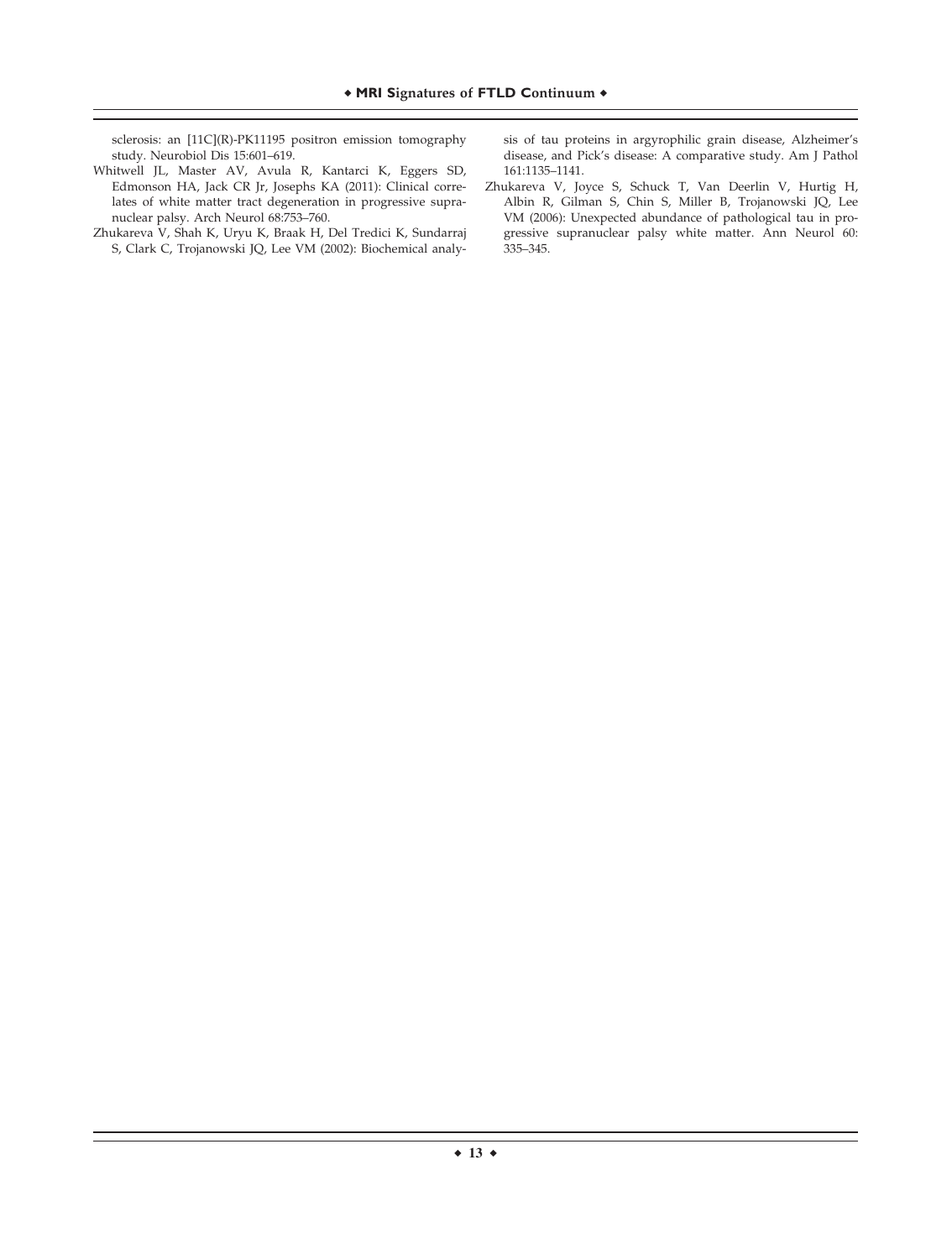sclerosis: an [11C](R)-PK11195 positron emission tomography study. Neurobiol Dis 15:601–619.

Whitwell JL, Master AV, Avula R, Kantarci K, Eggers SD, Edmonson HA, Jack CR Jr, Josephs KA (2011): Clinical correlates of white matter tract degeneration in progressive supranuclear palsy. Arch Neurol 68:753–760.

Zhukareva V, Shah K, Uryu K, Braak H, Del Tredici K, Sundarraj S, Clark C, Trojanowski JQ, Lee VM (2002): Biochemical analysis of tau proteins in argyrophilic grain disease, Alzheimer's disease, and Pick's disease: A comparative study. Am J Pathol 161:1135–1141.

Zhukareva V, Joyce S, Schuck T, Van Deerlin V, Hurtig H, Albin R, Gilman S, Chin S, Miller B, Trojanowski JQ, Lee VM (2006): Unexpected abundance of pathological tau in progressive supranuclear palsy white matter. Ann Neurol 60: 335–345.